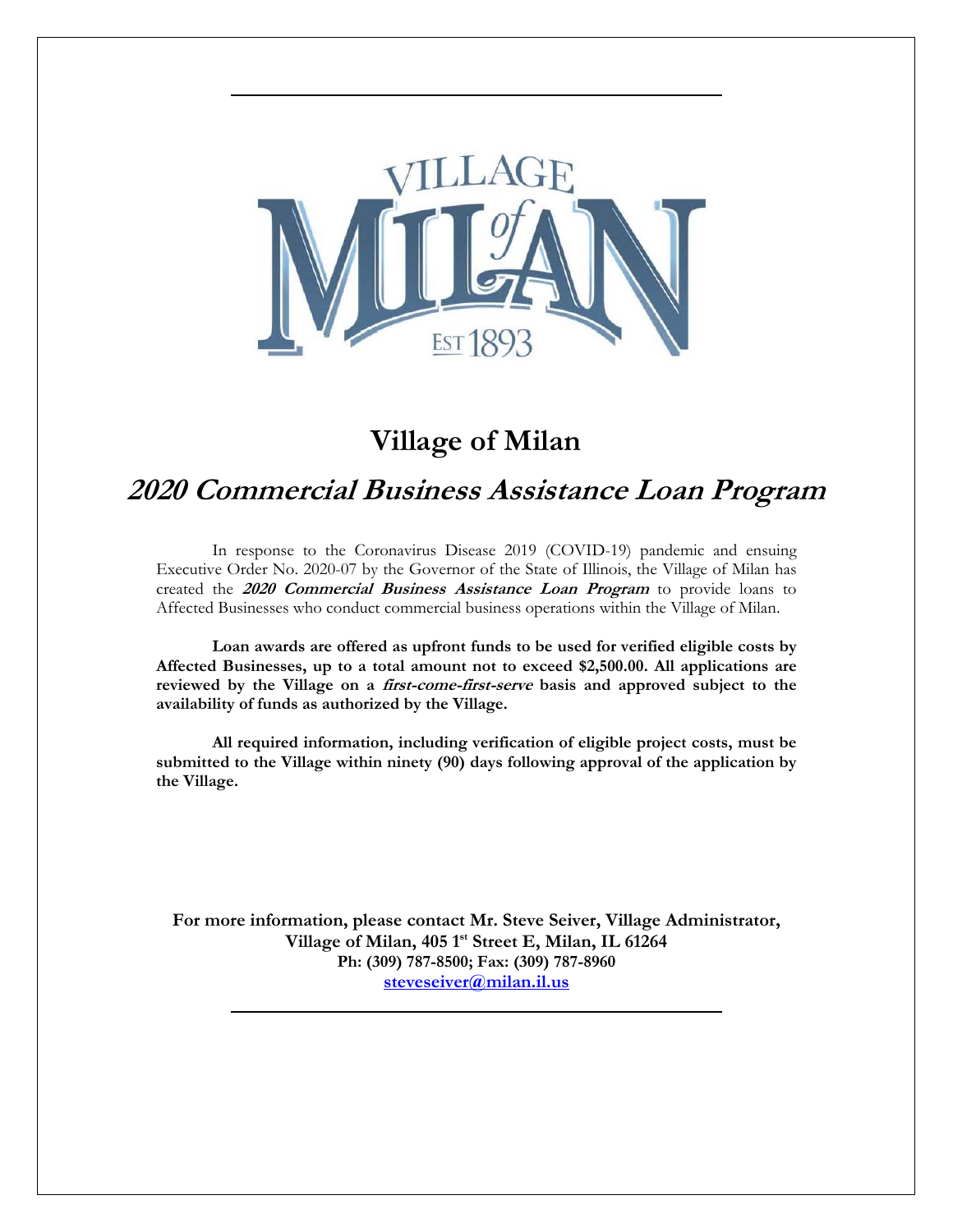# Village of Milan

## *2020 Commercial Business Assistance Loan Program*

In response to the Coronavirus Disease 2019 (COVID-19) pandemic and ensuing Executive Order No. 2020-07 by the Governor of the State of Illinois, the Village of Milan has created the ***2020 Commercial Business Assistance Loan Program*** to provide loans to Affected Businesses who conduct commercial business operations within the Village of Milan.

**Loan awards are offered as upfront funds to be used for verified eligible costs by Affected Businesses, up to a total amount not to exceed $2,500.00. All applications are reviewed by the Village on a *first-come-first-serve* basis and approved subject to the availability of funds as authorized by the Village.**

**All required information, including verification of eligible project costs, must be submitted to the Village within ninety (90) days following approval of the application by the Village.**

**For more information, please contact Mr. Steve Seiver, Village Administrator,**
**Village of Milan, 405 1st Street E, Milan, IL 61264**
**Ph: (309) 787-8500; Fax: (309) 787-8960**
**steveseiver@milan.il.us**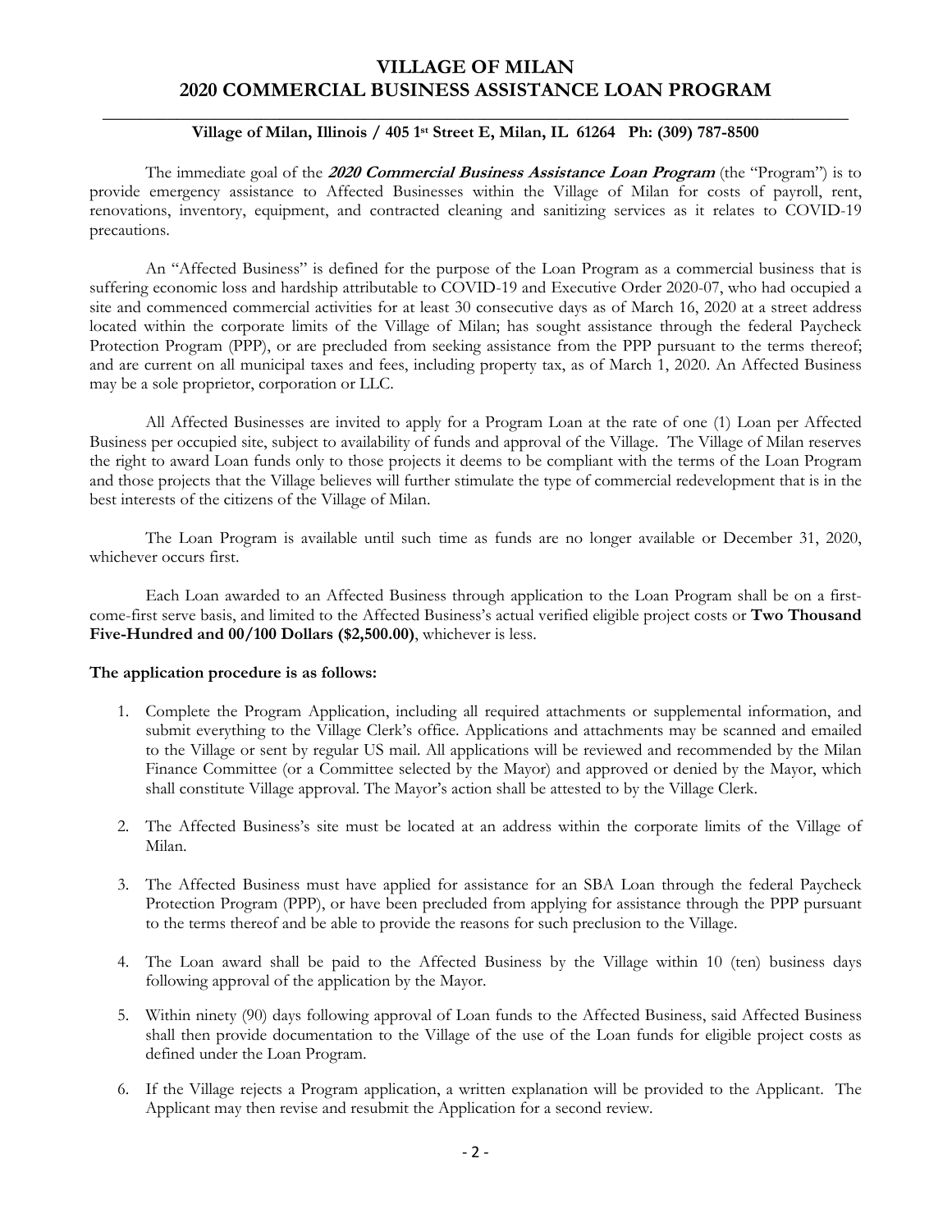# VILLAGE OF MILAN
# 2020 COMMERCIAL BUSINESS ASSISTANCE LOAN PROGRAM

**Village of Milan, Illinois / 405 1st Street E, Milan, IL 61264 Ph: (309) 787-8500**

The immediate goal of the ***2020 Commercial Business Assistance Loan Program*** (the "Program") is to provide emergency assistance to Affected Businesses within the Village of Milan for costs of payroll, rent, renovations, inventory, equipment, and contracted cleaning and sanitizing services as it relates to COVID-19 precautions.

An "Affected Business" is defined for the purpose of the Loan Program as a commercial business that is suffering economic loss and hardship attributable to COVID-19 and Executive Order 2020-07, who had occupied a site and commenced commercial activities for at least 30 consecutive days as of March 16, 2020 at a street address located within the corporate limits of the Village of Milan; has sought assistance through the federal Paycheck Protection Program (PPP), or are precluded from seeking assistance from the PPP pursuant to the terms thereof; and are current on all municipal taxes and fees, including property tax, as of March 1, 2020. An Affected Business may be a sole proprietor, corporation or LLC.

All Affected Businesses are invited to apply for a Program Loan at the rate of one (1) Loan per Affected Business per occupied site, subject to availability of funds and approval of the Village. The Village of Milan reserves the right to award Loan funds only to those projects it deems to be compliant with the terms of the Loan Program and those projects that the Village believes will further stimulate the type of commercial redevelopment that is in the best interests of the citizens of the Village of Milan.

The Loan Program is available until such time as funds are no longer available or December 31, 2020, whichever occurs first.

Each Loan awarded to an Affected Business through application to the Loan Program shall be on a first-come-first serve basis, and limited to the Affected Business's actual verified eligible project costs or **Two Thousand Five-Hundred and 00/100 Dollars ($2,500.00)**, whichever is less.

**The application procedure is as follows:**

1. Complete the Program Application, including all required attachments or supplemental information, and submit everything to the Village Clerk's office. Applications and attachments may be scanned and emailed to the Village or sent by regular US mail. All applications will be reviewed and recommended by the Milan Finance Committee (or a Committee selected by the Mayor) and approved or denied by the Mayor, which shall constitute Village approval. The Mayor's action shall be attested to by the Village Clerk.
2. The Affected Business's site must be located at an address within the corporate limits of the Village of Milan.
3. The Affected Business must have applied for assistance for an SBA Loan through the federal Paycheck Protection Program (PPP), or have been precluded from applying for assistance through the PPP pursuant to the terms thereof and be able to provide the reasons for such preclusion to the Village.
4. The Loan award shall be paid to the Affected Business by the Village within 10 (ten) business days following approval of the application by the Mayor.
5. Within ninety (90) days following approval of Loan funds to the Affected Business, said Affected Business shall then provide documentation to the Village of the use of the Loan funds for eligible project costs as defined under the Loan Program.
6. If the Village rejects a Program application, a written explanation will be provided to the Applicant. The Applicant may then revise and resubmit the Application for a second review.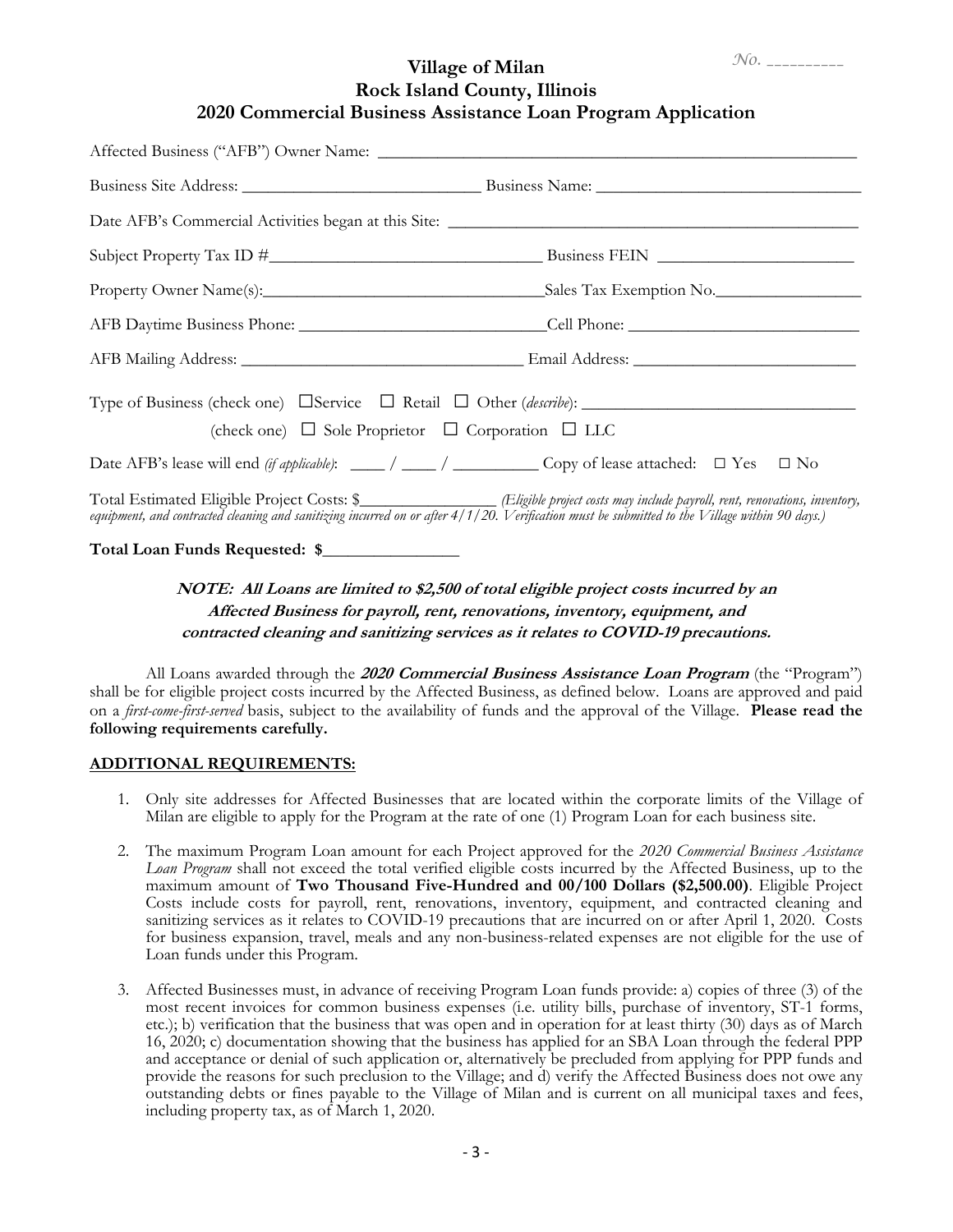No. __________

**Village of Milan**
**Rock Island County, Illinois**
**2020 Commercial Business Assistance Loan Program Application**

Affected Business ("AFB") Owner Name: ____________________________________________

Business Site Address: ____________________________ Business Name: ______________________________

Date AFB's Commercial Activities began at this Site: ____________________________________________

Subject Property Tax ID #______________________________ Business FEIN ______________________

Property Owner Name(s):________________________________Sales Tax Exemption No.________________

AFB Daytime Business Phone: ____________________________Cell Phone: __________________________

AFB Mailing Address: ________________________________ Email Address: _________________________

Type of Business (check one) ☐Service ☐ Retail ☐ Other (*describe*): ________________________________

(check one) ☐ Sole Proprietor ☐ Corporation ☐ LLC

Date AFB's lease will end *(if applicable)*: ____ / ____ / _________ Copy of lease attached: ☐ Yes ☐ No

Total Estimated Eligible Project Costs: $_______________ *(Eligible project costs may include payroll, rent, renovations, inventory, equipment, and contracted cleaning and sanitizing incurred on or after 4/1/20. Verification must be submitted to the Village within 90 days.)*

**Total Loan Funds Requested: $_______________**

***NOTE: All Loans are limited to $2,500 of total eligible project costs incurred by an Affected Business for payroll, rent, renovations, inventory, equipment, and contracted cleaning and sanitizing services as it relates to COVID-19 precautions.***

All Loans awarded through the ***2020 Commercial Business Assistance Loan Program*** (the "Program") shall be for eligible project costs incurred by the Affected Business, as defined below. Loans are approved and paid on a *first-come-first-served* basis, subject to the availability of funds and the approval of the Village. **Please read the following requirements carefully.**

**ADDITIONAL REQUIREMENTS:**

1. Only site addresses for Affected Businesses that are located within the corporate limits of the Village of Milan are eligible to apply for the Program at the rate of one (1) Program Loan for each business site.
2. The maximum Program Loan amount for each Project approved for the *2020 Commercial Business Assistance Loan Program* shall not exceed the total verified eligible costs incurred by the Affected Business, up to the maximum amount of **Two Thousand Five-Hundred and 00/100 Dollars ($2,500.00)**. Eligible Project Costs include costs for payroll, rent, renovations, inventory, equipment, and contracted cleaning and sanitizing services as it relates to COVID-19 precautions that are incurred on or after April 1, 2020. Costs for business expansion, travel, meals and any non-business-related expenses are not eligible for the use of Loan funds under this Program.
3. Affected Businesses must, in advance of receiving Program Loan funds provide: a) copies of three (3) of the most recent invoices for common business expenses (i.e. utility bills, purchase of inventory, ST-1 forms, etc.); b) verification that the business that was open and in operation for at least thirty (30) days as of March 16, 2020; c) documentation showing that the business has applied for an SBA Loan through the federal PPP and acceptance or denial of such application or, alternatively be precluded from applying for PPP funds and provide the reasons for such preclusion to the Village; and d) verify the Affected Business does not owe any outstanding debts or fines payable to the Village of Milan and is current on all municipal taxes and fees, including property tax, as of March 1, 2020.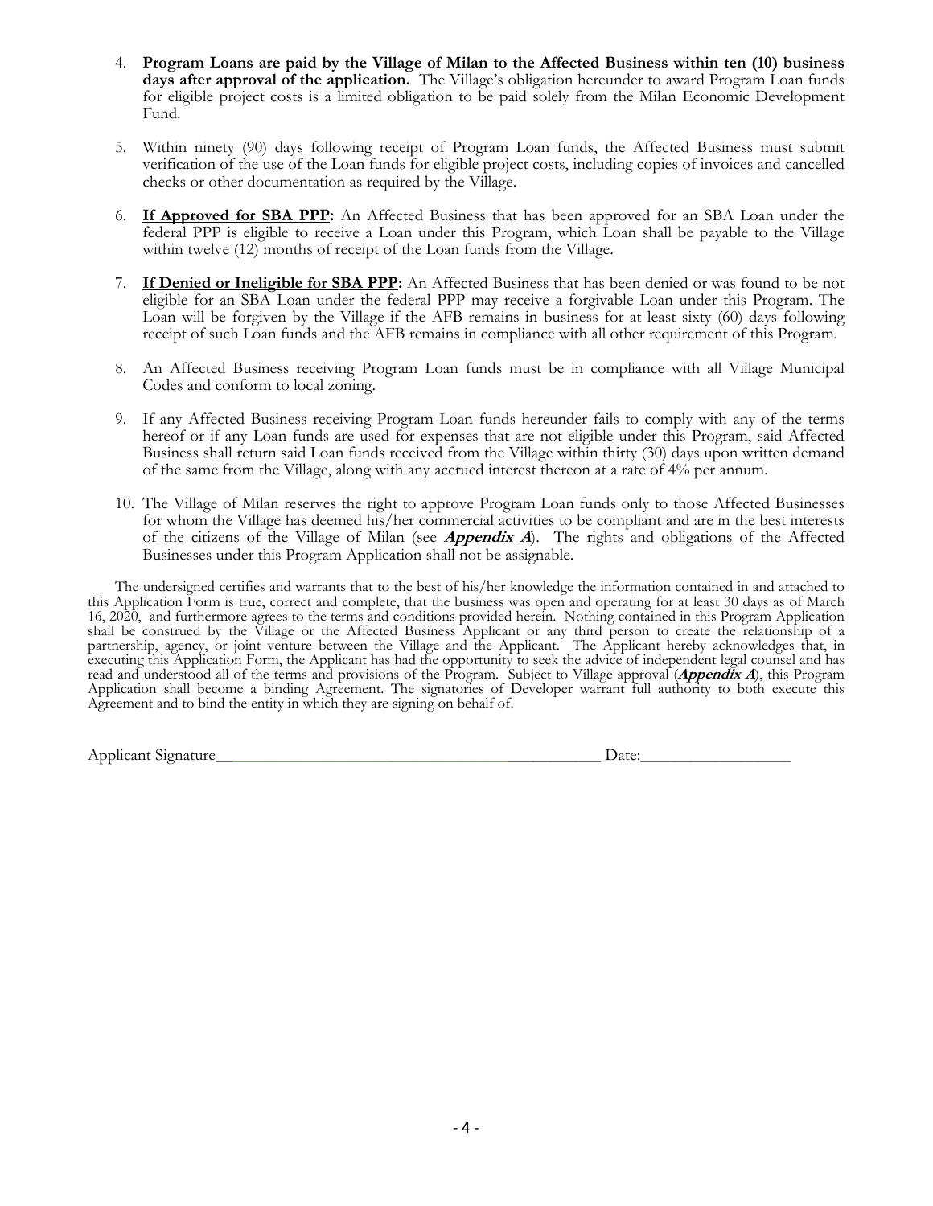4. **Program Loans are paid by the Village of Milan to the Affected Business within ten (10) business days after approval of the application.** The Village's obligation hereunder to award Program Loan funds for eligible project costs is a limited obligation to be paid solely from the Milan Economic Development Fund.

5. Within ninety (90) days following receipt of Program Loan funds, the Affected Business must submit verification of the use of the Loan funds for eligible project costs, including copies of invoices and cancelled checks or other documentation as required by the Village.

6. **<u>If Approved for SBA PPP</u>:** An Affected Business that has been approved for an SBA Loan under the federal PPP is eligible to receive a Loan under this Program, which Loan shall be payable to the Village within twelve (12) months of receipt of the Loan funds from the Village.

7. **<u>If Denied or Ineligible for SBA PPP</u>:** An Affected Business that has been denied or was found to be not eligible for an SBA Loan under the federal PPP may receive a forgivable Loan under this Program. The Loan will be forgiven by the Village if the AFB remains in business for at least sixty (60) days following receipt of such Loan funds and the AFB remains in compliance with all other requirement of this Program.

8. An Affected Business receiving Program Loan funds must be in compliance with all Village Municipal Codes and conform to local zoning.

9. If any Affected Business receiving Program Loan funds hereunder fails to comply with any of the terms hereof or if any Loan funds are used for expenses that are not eligible under this Program, said Affected Business shall return said Loan funds received from the Village within thirty (30) days upon written demand of the same from the Village, along with any accrued interest thereon at a rate of 4% per annum.

10. The Village of Milan reserves the right to approve Program Loan funds only to those Affected Businesses for whom the Village has deemed his/her commercial activities to be compliant and are in the best interests of the citizens of the Village of Milan (see ***Appendix A***). The rights and obligations of the Affected Businesses under this Program Application shall not be assignable.

The undersigned certifies and warrants that to the best of his/her knowledge the information contained in and attached to this Application Form is true, correct and complete, that the business was open and operating for at least 30 days as of March 16, 2020, and furthermore agrees to the terms and conditions provided herein. Nothing contained in this Program Application shall be construed by the Village or the Affected Business Applicant or any third person to create the relationship of a partnership, agency, or joint venture between the Village and the Applicant. The Applicant hereby acknowledges that, in executing this Application Form, the Applicant has had the opportunity to seek the advice of independent legal counsel and has read and understood all of the terms and provisions of the Program. Subject to Village approval (***Appendix A***), this Program Application shall become a binding Agreement. The signatories of Developer warrant full authority to both execute this Agreement and to bind the entity in which they are signing on behalf of.

Applicant Signature_______________________________________________ Date:__________________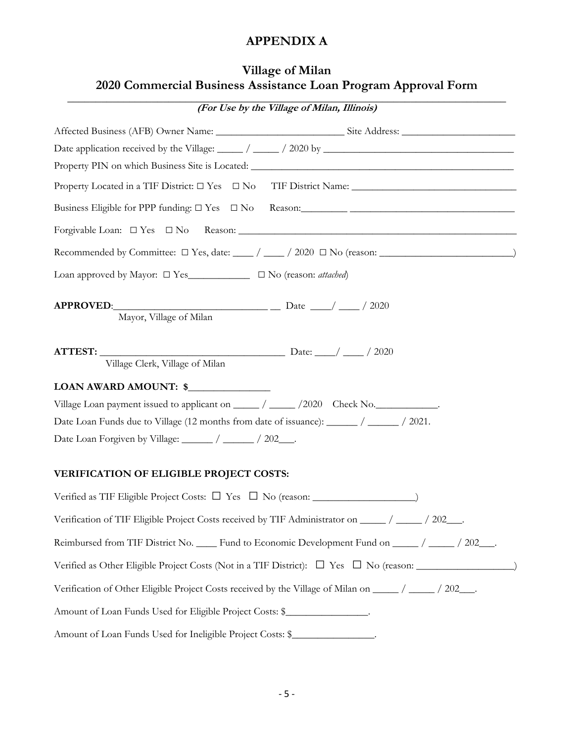# APPENDIX A

## Village of Milan
## 2020 Commercial Business Assistance Loan Program Approval Form

***(For Use by the Village of Milan, Illinois)***

Affected Business (AFB) Owner Name: _________________________ Site Address: ______________________

Date application received by the Village: _____ / _____ / 2020 by _____________________________________

Property PIN on which Business Site is Located: ____________________________________________________

Property Located in a TIF District: ☐ Yes ☐ No TIF District Name: ________________________________

Business Eligible for PPP funding: ☐ Yes ☐ No Reason:_________ ________________________________

Forgivable Loan: ☐ Yes ☐ No Reason: ________________________________________________________

Recommended by Committee: ☐ Yes, date: ____ / ____ / 2020 ☐ No (reason: __________________________)

Loan approved by Mayor: ☐ Yes____________ ☐ No (reason: *attached*)

**APPROVED**:______________________________ __ Date ____/ ____ / 2020
Mayor, Village of Milan

**ATTEST:** ____________________________________ Date: ____/ ____ / 2020
Village Clerk, Village of Milan

**LOAN AWARD AMOUNT: $________________**

Village Loan payment issued to applicant on _____ / _____ /2020 Check No.____________.

Date Loan Funds due to Village (12 months from date of issuance): ______ / ______ / 2021.

Date Loan Forgiven by Village: ______ / ______ / 202___.

**VERIFICATION OF ELIGIBLE PROJECT COSTS:**

Verified as TIF Eligible Project Costs: ☐ Yes ☐ No (reason: ____________________)

Verification of TIF Eligible Project Costs received by TIF Administrator on _____ / _____ / 202___.

Reimbursed from TIF District No. ____ Fund to Economic Development Fund on _____ / _____ / 202___.

Verified as Other Eligible Project Costs (Not in a TIF District): ☐ Yes ☐ No (reason: ___________________)

Verification of Other Eligible Project Costs received by the Village of Milan on _____ / _____ / 202___.

Amount of Loan Funds Used for Eligible Project Costs: $________________.

Amount of Loan Funds Used for Ineligible Project Costs: $________________.